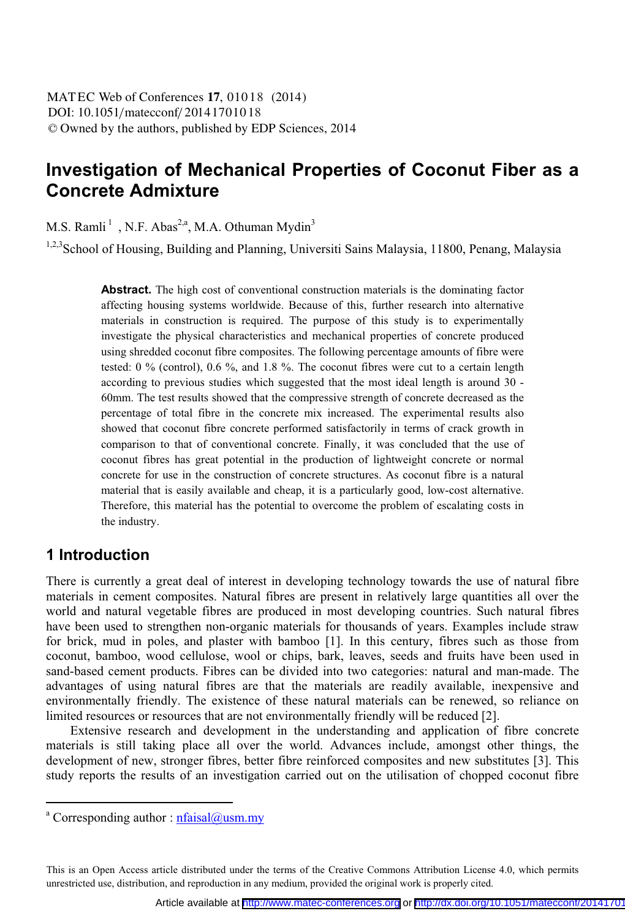# Investigation of Mechanical Properties of Coconut Fiber as a Concrete Admixture

M.S. Ramli [1], N.F. Abas[2,a], M.A. Othuman Mydin[3]

[1,2,3]School of Housing, Building and Planning, Universiti Sains Malaysia, 11800, Penang, Malaysia

**Abstract.** The high cost of conventional construction materials is the dominating factor affecting housing systems worldwide. Because of this, further research into alternative materials in construction is required. The purpose of this study is to experimentally investigate the physical characteristics and mechanical properties of concrete produced using shredded coconut fibre composites. The following percentage amounts of fibre were tested: 0 % (control), 0.6 %, and 1.8 %. The coconut fibres were cut to a certain length according to previous studies which suggested that the most ideal length is around 30 - 60mm. The test results showed that the compressive strength of concrete decreased as the percentage of total fibre in the concrete mix increased. The experimental results also showed that coconut fibre concrete performed satisfactorily in terms of crack growth in comparison to that of conventional concrete. Finally, it was concluded that the use of coconut fibres has great potential in the production of lightweight concrete or normal concrete for use in the construction of concrete structures. As coconut fibre is a natural material that is easily available and cheap, it is a particularly good, low-cost alternative. Therefore, this material has the potential to overcome the problem of escalating costs in the industry.

## 1 Introduction

There is currently a great deal of interest in developing technology towards the use of natural fibre materials in cement composites. Natural fibres are present in relatively large quantities all over the world and natural vegetable fibres are produced in most developing countries. Such natural fibres have been used to strengthen non-organic materials for thousands of years. Examples include straw for brick, mud in poles, and plaster with bamboo [1]. In this century, fibres such as those from coconut, bamboo, wood cellulose, wool or chips, bark, leaves, seeds and fruits have been used in sand-based cement products. Fibres can be divided into two categories: natural and man-made. The advantages of using natural fibres are that the materials are readily available, inexpensive and environmentally friendly. The existence of these natural materials can be renewed, so reliance on limited resources or resources that are not environmentally friendly will be reduced [2].

Extensive research and development in the understanding and application of fibre concrete materials is still taking place all over the world. Advances include, amongst other things, the development of new, stronger fibres, better fibre reinforced composites and new substitutes [3]. This study reports the results of an investigation carried out on the utilisation of chopped coconut fibre

[a] Corresponding author : nfaisal@usm.my

This is an Open Access article distributed under the terms of the Creative Commons Attribution License 4.0, which permits unrestricted use, distribution, and reproduction in any medium, provided the original work is properly cited.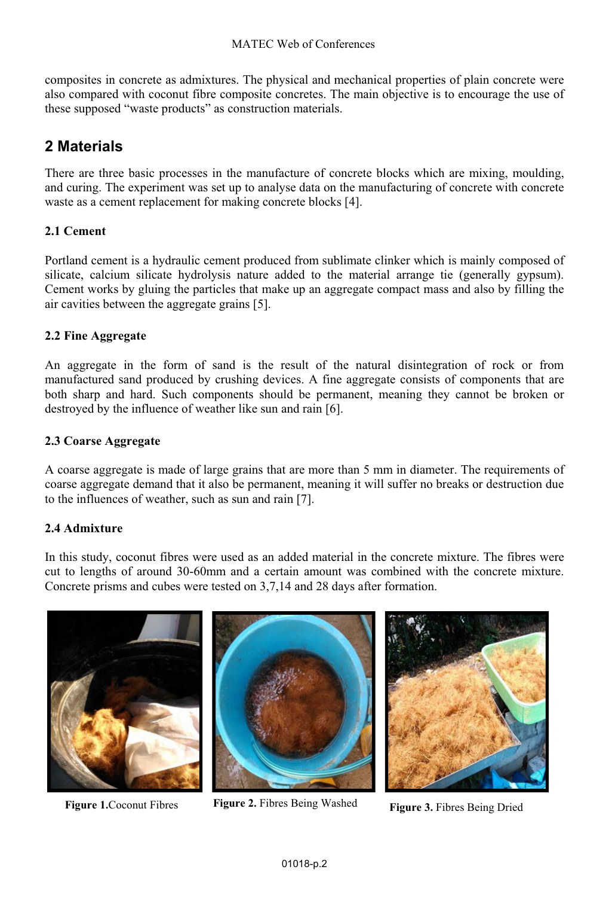composites in concrete as admixtures. The physical and mechanical properties of plain concrete were also compared with coconut fibre composite concretes. The main objective is to encourage the use of these supposed "waste products" as construction materials.

## 2 Materials

There are three basic processes in the manufacture of concrete blocks which are mixing, moulding, and curing. The experiment was set up to analyse data on the manufacturing of concrete with concrete waste as a cement replacement for making concrete blocks [4].

### 2.1 Cement

Portland cement is a hydraulic cement produced from sublimate clinker which is mainly composed of silicate, calcium silicate hydrolysis nature added to the material arrange tie (generally gypsum). Cement works by gluing the particles that make up an aggregate compact mass and also by filling the air cavities between the aggregate grains [5].

### 2.2 Fine Aggregate

An aggregate in the form of sand is the result of the natural disintegration of rock or from manufactured sand produced by crushing devices. A fine aggregate consists of components that are both sharp and hard. Such components should be permanent, meaning they cannot be broken or destroyed by the influence of weather like sun and rain [6].

### 2.3 Coarse Aggregate

A coarse aggregate is made of large grains that are more than 5 mm in diameter. The requirements of coarse aggregate demand that it also be permanent, meaning it will suffer no breaks or destruction due to the influences of weather, such as sun and rain [7].

### 2.4 Admixture

In this study, coconut fibres were used as an added material in the concrete mixture. The fibres were cut to lengths of around 30-60mm and a certain amount was combined with the concrete mixture. Concrete prisms and cubes were tested on 3,7,14 and 28 days after formation.

**Figure 1.** Coconut Fibres

**Figure 2.** Fibres Being Washed

**Figure 3.** Fibres Being Dried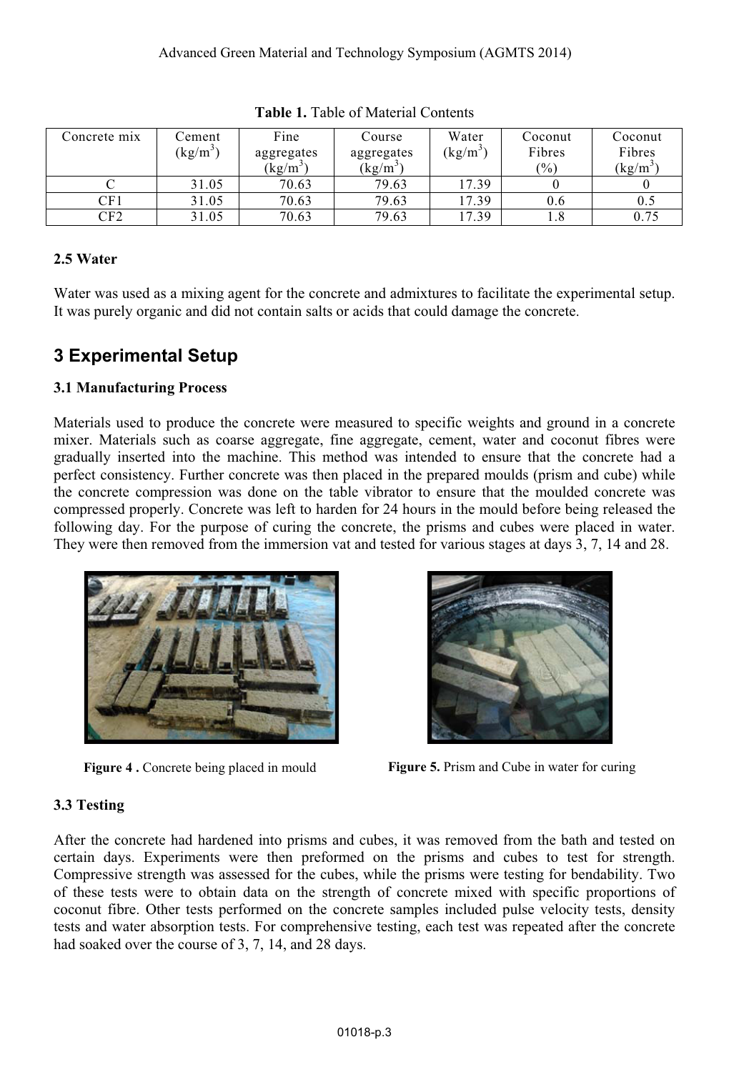**Table 1.** Table of Material Contents

| Concrete mix | Cement ($kg/m^3$) | Fine aggregates ($kg/m^3$) | Course aggregates ($kg/m^3$) | Water ($kg/m^3$) | Coconut Fibres (%) | Coconut Fibres ($kg/m^3$) |
|---|---|---|---|---|---|---|
| C | 31.05 | 70.63 | 79.63 | 17.39 | 0 | 0 |
| CF1 | 31.05 | 70.63 | 79.63 | 17.39 | 0.6 | 0.5 |
| CF2 | 31.05 | 70.63 | 79.63 | 17.39 | 1.8 | 0.75 |

### 2.5 Water

Water was used as a mixing agent for the concrete and admixtures to facilitate the experimental setup. It was purely organic and did not contain salts or acids that could damage the concrete.

## 3 Experimental Setup

### 3.1 Manufacturing Process

Materials used to produce the concrete were measured to specific weights and ground in a concrete mixer. Materials such as coarse aggregate, fine aggregate, cement, water and coconut fibres were gradually inserted into the machine. This method was intended to ensure that the concrete had a perfect consistency. Further concrete was then placed in the prepared moulds (prism and cube) while the concrete compression was done on the table vibrator to ensure that the moulded concrete was compressed properly. Concrete was left to harden for 24 hours in the mould before being released the following day. For the purpose of curing the concrete, the prisms and cubes were placed in water. They were then removed from the immersion vat and tested for various stages at days 3, 7, 14 and 28.

**Figure 4 .** Concrete being placed in mould

**Figure 5.** Prism and Cube in water for curing

### 3.3 Testing

After the concrete had hardened into prisms and cubes, it was removed from the bath and tested on certain days. Experiments were then preformed on the prisms and cubes to test for strength. Compressive strength was assessed for the cubes, while the prisms were testing for bendability. Two of these tests were to obtain data on the strength of concrete mixed with specific proportions of coconut fibre. Other tests performed on the concrete samples included pulse velocity tests, density tests and water absorption tests. For comprehensive testing, each test was repeated after the concrete had soaked over the course of 3, 7, 14, and 28 days.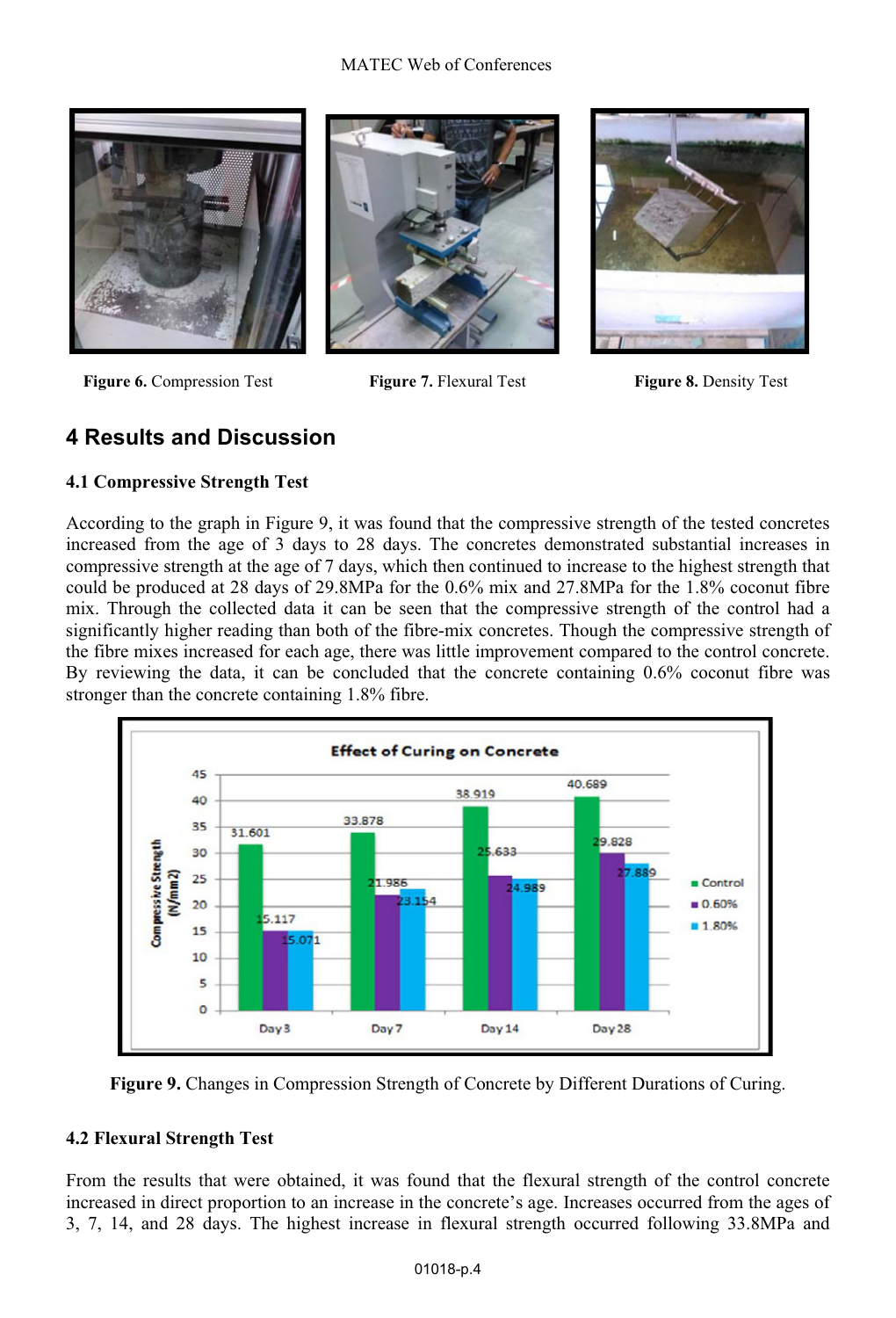**Figure 6.** Compression Test

**Figure 7.** Flexural Test

**Figure 8.** Density Test

## 4 Results and Discussion

### 4.1 Compressive Strength Test

According to the graph in Figure 9, it was found that the compressive strength of the tested concretes increased from the age of 3 days to 28 days. The concretes demonstrated substantial increases in compressive strength at the age of 7 days, which then continued to increase to the highest strength that could be produced at 28 days of 29.8MPa for the 0.6% mix and 27.8MPa for the 1.8% coconut fibre mix. Through the collected data it can be seen that the compressive strength of the control had a significantly higher reading than both of the fibre-mix concretes. Though the compressive strength of the fibre mixes increased for each age, there was little improvement compared to the control concrete. By reviewing the data, it can be concluded that the concrete containing 0.6% coconut fibre was stronger than the concrete containing 1.8% fibre.

**Figure 9.** Changes in Compression Strength of Concrete by Different Durations of Curing.

### 4.2 Flexural Strength Test

From the results that were obtained, it was found that the flexural strength of the control concrete increased in direct proportion to an increase in the concrete's age. Increases occurred from the ages of 3, 7, 14, and 28 days. The highest increase in flexural strength occurred following 33.8MPa and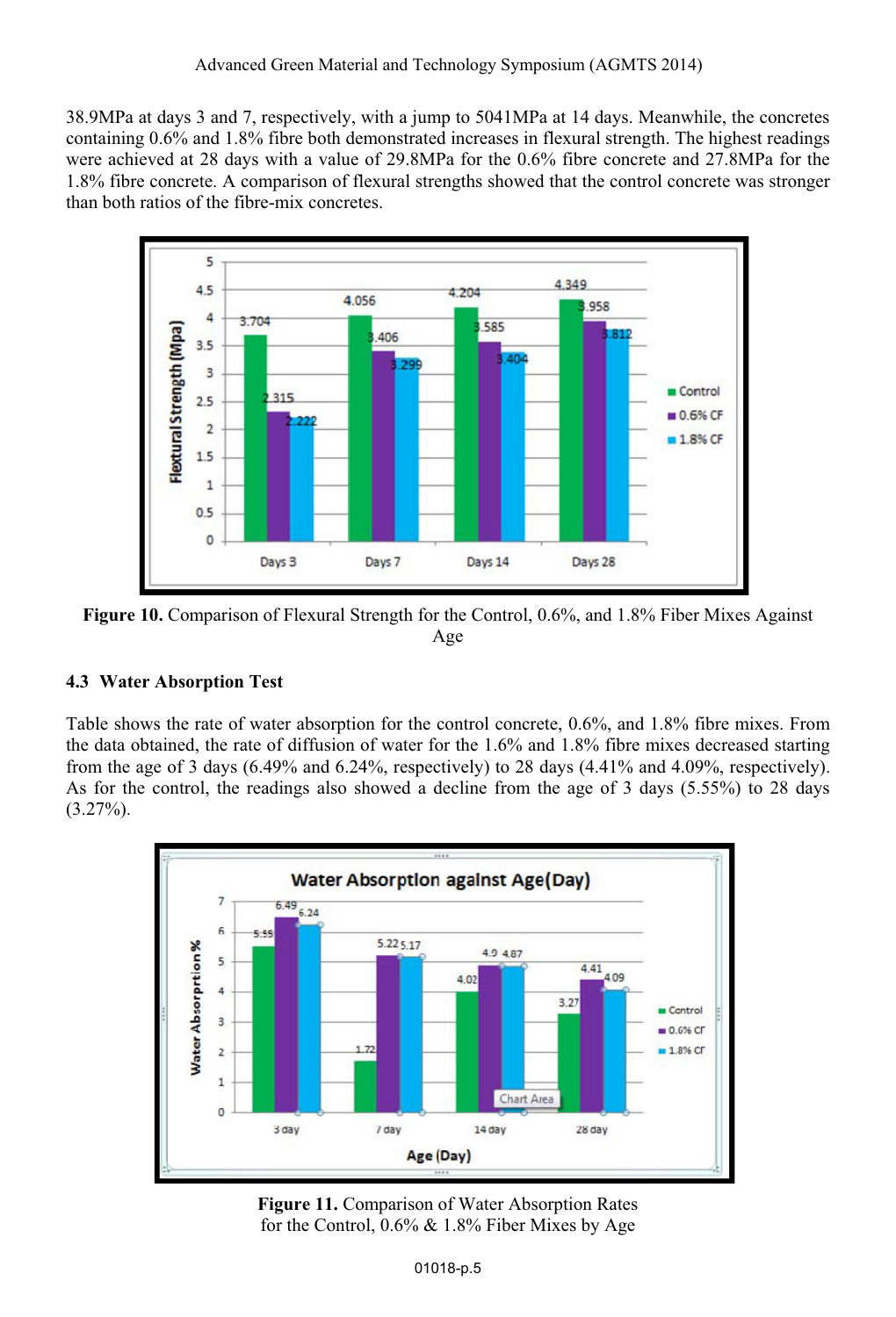38.9MPa at days 3 and 7, respectively, with a jump to 5041MPa at 14 days. Meanwhile, the concretes containing 0.6% and 1.8% fibre both demonstrated increases in flexural strength. The highest readings were achieved at 28 days with a value of 29.8MPa for the 0.6% fibre concrete and 27.8MPa for the 1.8% fibre concrete. A comparison of flexural strengths showed that the control concrete was stronger than both ratios of the fibre-mix concretes.

**Figure 10.** Comparison of Flexural Strength for the Control, 0.6%, and 1.8% Fiber Mixes Against Age

### 4.3 Water Absorption Test

Table shows the rate of water absorption for the control concrete, 0.6%, and 1.8% fibre mixes. From the data obtained, the rate of diffusion of water for the 1.6% and 1.8% fibre mixes decreased starting from the age of 3 days (6.49% and 6.24%, respectively) to 28 days (4.41% and 4.09%, respectively). As for the control, the readings also showed a decline from the age of 3 days (5.55%) to 28 days (3.27%).

**Figure 11.** Comparison of Water Absorption Rates for the Control, 0.6% & 1.8% Fiber Mixes by Age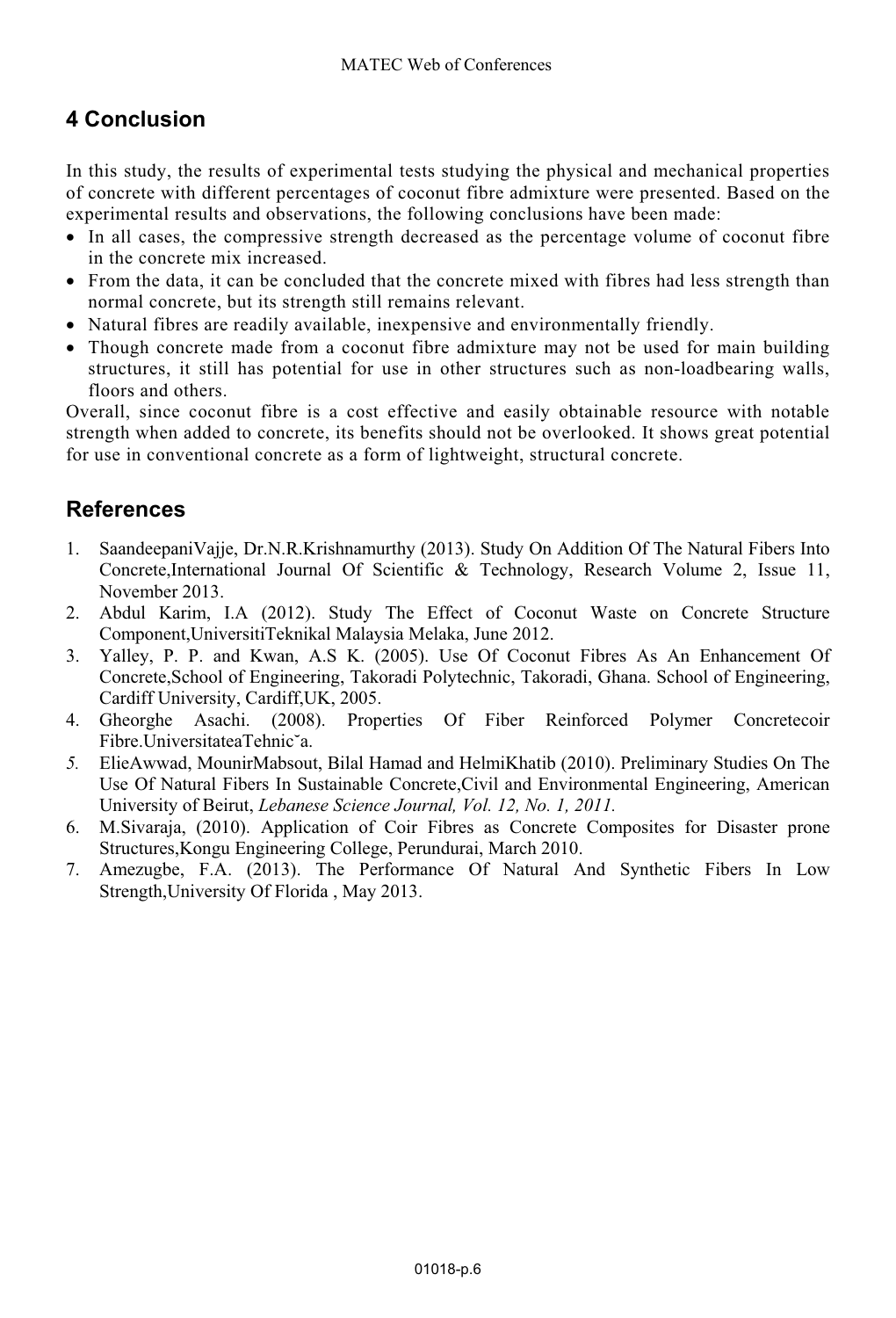## 4 Conclusion

In this study, the results of experimental tests studying the physical and mechanical properties of concrete with different percentages of coconut fibre admixture were presented. Based on the experimental results and observations, the following conclusions have been made:

- In all cases, the compressive strength decreased as the percentage volume of coconut fibre in the concrete mix increased.
- From the data, it can be concluded that the concrete mixed with fibres had less strength than normal concrete, but its strength still remains relevant.
- Natural fibres are readily available, inexpensive and environmentally friendly.
- Though concrete made from a coconut fibre admixture may not be used for main building structures, it still has potential for use in other structures such as non-loadbearing walls, floors and others.

Overall, since coconut fibre is a cost effective and easily obtainable resource with notable strength when added to concrete, its benefits should not be overlooked. It shows great potential for use in conventional concrete as a form of lightweight, structural concrete.

## References

1. SaandeepaniVajje, Dr.N.R.Krishnamurthy (2013). Study On Addition Of The Natural Fibers Into Concrete,International Journal Of Scientific & Technology, Research Volume 2, Issue 11, November 2013.
2. Abdul Karim, I.A (2012). Study The Effect of Coconut Waste on Concrete Structure Component,UniversitiTeknikal Malaysia Melaka, June 2012.
3. Yalley, P. P. and Kwan, A.S K. (2005). Use Of Coconut Fibres As An Enhancement Of Concrete,School of Engineering, Takoradi Polytechnic, Takoradi, Ghana. School of Engineering, Cardiff University, Cardiff,UK, 2005.
4. Gheorghe Asachi. (2008). Properties Of Fiber Reinforced Polymer Concretecoir Fibre.UniversitateaTehnic˘a.
5. ElieAwwad, MounirMabsout, Bilal Hamad and HelmiKhatib (2010). Preliminary Studies On The Use Of Natural Fibers In Sustainable Concrete,Civil and Environmental Engineering, American University of Beirut, *Lebanese Science Journal, Vol. 12, No. 1, 2011.*
6. M.Sivaraja, (2010). Application of Coir Fibres as Concrete Composites for Disaster prone Structures,Kongu Engineering College, Perundurai, March 2010.
7. Amezugbe, F.A. (2013). The Performance Of Natural And Synthetic Fibers In Low Strength,University Of Florida , May 2013.